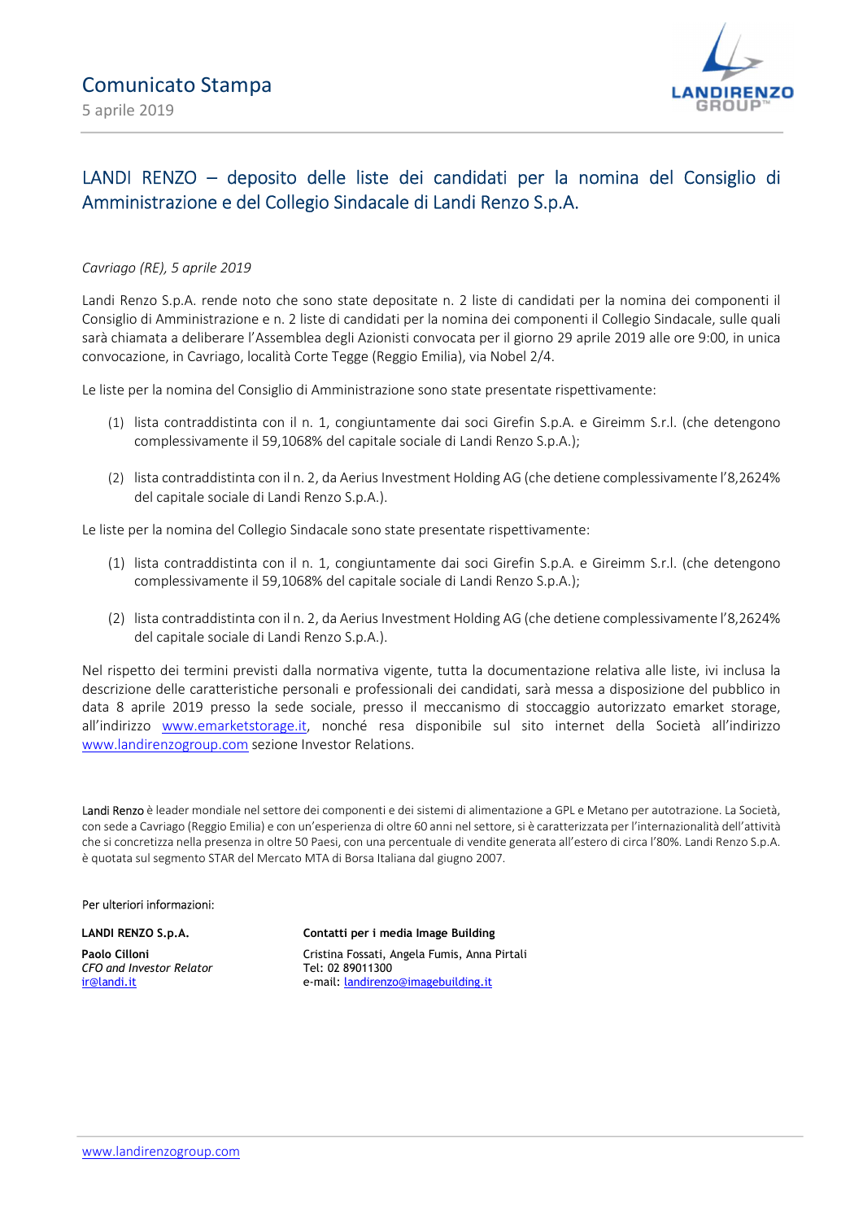# Comunicato Stampa

5 aprile 2019

## LANDI RENZO – deposito delle liste dei candidati per la nomina del Consiglio di Amministrazione e del Collegio Sindacale di Landi Renzo S.p.A.

*Cavriago (RE), 5 aprile 2019*

Landi Renzo S.p.A. rende noto che sono state depositate n. 2 liste di candidati per la nomina dei componenti il Consiglio di Amministrazione e n. 2 liste di candidati per la nomina dei componenti il Collegio Sindacale, sulle quali sarà chiamata a deliberare l'Assemblea degli Azionisti convocata per il giorno 29 aprile 2019 alle ore 9:00, in unica convocazione, in Cavriago, località Corte Tegge (Reggio Emilia), via Nobel 2/4.

Le liste per la nomina del Consiglio di Amministrazione sono state presentate rispettivamente:

(1) lista contraddistinta con il n. 1, congiuntamente dai soci Girefin S.p.A. e Gireimm S.r.l. (che detengono complessivamente il 59,1068% del capitale sociale di Landi Renzo S.p.A.);

(2) lista contraddistinta con il n. 2, da Aerius Investment Holding AG (che detiene complessivamente l'8,2624% del capitale sociale di Landi Renzo S.p.A.).

Le liste per la nomina del Collegio Sindacale sono state presentate rispettivamente:

(1) lista contraddistinta con il n. 1, congiuntamente dai soci Girefin S.p.A. e Gireimm S.r.l. (che detengono complessivamente il 59,1068% del capitale sociale di Landi Renzo S.p.A.);

(2) lista contraddistinta con il n. 2, da Aerius Investment Holding AG (che detiene complessivamente l'8,2624% del capitale sociale di Landi Renzo S.p.A.).

Nel rispetto dei termini previsti dalla normativa vigente, tutta la documentazione relativa alle liste, ivi inclusa la descrizione delle caratteristiche personali e professionali dei candidati, sarà messa a disposizione del pubblico in data 8 aprile 2019 presso la sede sociale, presso il meccanismo di stoccaggio autorizzato emarket storage, all'indirizzo www.emarketstorage.it, nonché resa disponibile sul sito internet della Società all'indirizzo www.landirenzogroup.com sezione Investor Relations.

Landi Renzo è leader mondiale nel settore dei componenti e dei sistemi di alimentazione a GPL e Metano per autotrazione. La Società, con sede a Cavriago (Reggio Emilia) e con un'esperienza di oltre 60 anni nel settore, si è caratterizzata per l'internazionalità dell'attività che si concretizza nella presenza in oltre 50 Paesi, con una percentuale di vendite generata all'estero di circa l'80%. Landi Renzo S.p.A. è quotata sul segmento STAR del Mercato MTA di Borsa Italiana dal giugno 2007.

Per ulteriori informazioni:

**LANDI RENZO S.p.A.**

**Paolo Cilloni**
*CFO and Investor Relator*
ir@landi.it

**Contatti per i media Image Building**

Cristina Fossati, Angela Fumis, Anna Pirtali
Tel: 02 89011300
e-mail: landirenzo@imagebuilding.it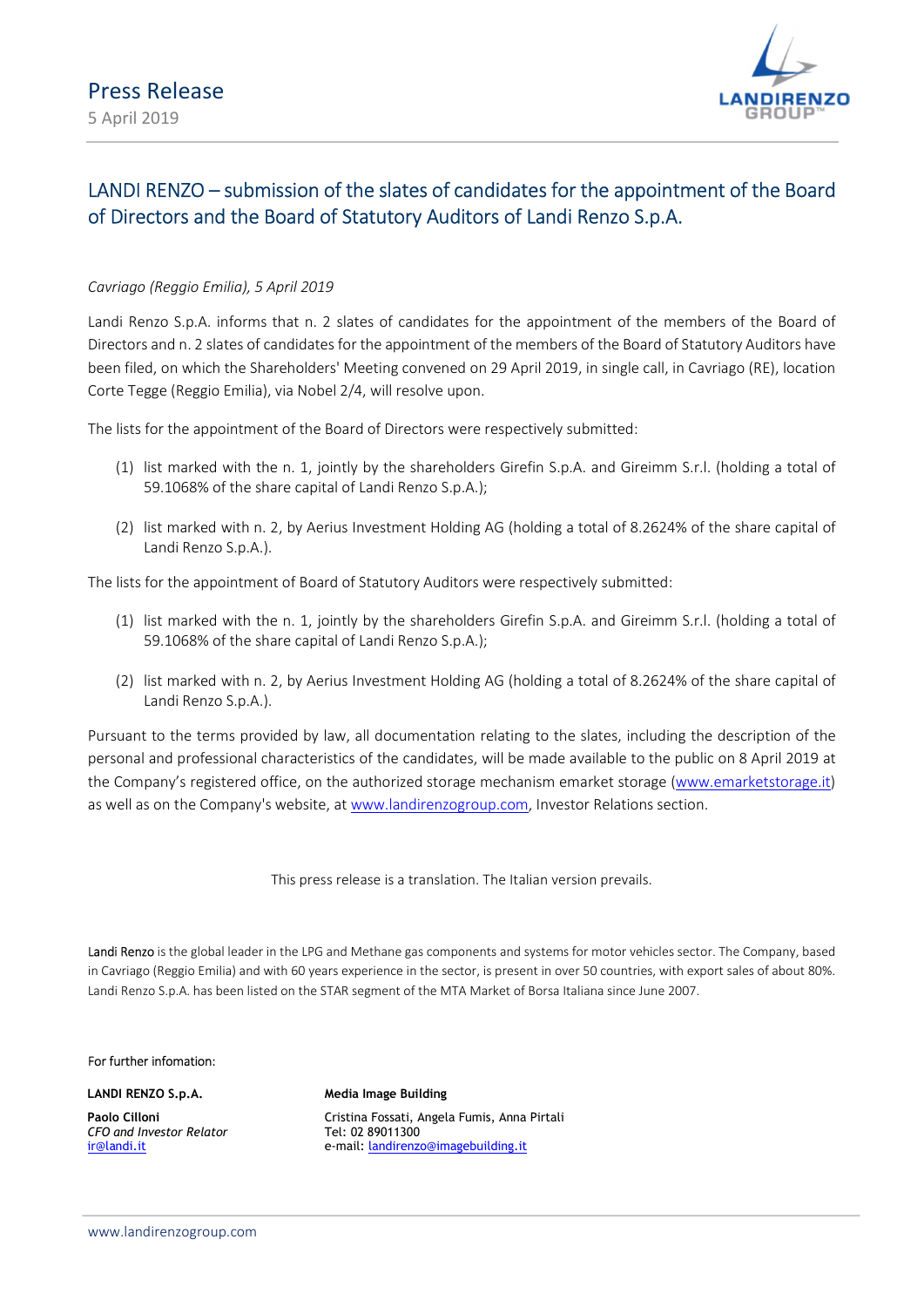# Press Release

5 April 2019

## LANDI RENZO – submission of the slates of candidates for the appointment of the Board of Directors and the Board of Statutory Auditors of Landi Renzo S.p.A.

*Cavriago (Reggio Emilia), 5 April 2019*

Landi Renzo S.p.A. informs that n. 2 slates of candidates for the appointment of the members of the Board of Directors and n. 2 slates of candidates for the appointment of the members of the Board of Statutory Auditors have been filed, on which the Shareholders' Meeting convened on 29 April 2019, in single call, in Cavriago (RE), location Corte Tegge (Reggio Emilia), via Nobel 2/4, will resolve upon.

The lists for the appointment of the Board of Directors were respectively submitted:

(1) list marked with the n. 1, jointly by the shareholders Girefin S.p.A. and Gireimm S.r.l. (holding a total of 59.1068% of the share capital of Landi Renzo S.p.A.);

(2) list marked with n. 2, by Aerius Investment Holding AG (holding a total of 8.2624% of the share capital of Landi Renzo S.p.A.).

The lists for the appointment of Board of Statutory Auditors were respectively submitted:

(1) list marked with the n. 1, jointly by the shareholders Girefin S.p.A. and Gireimm S.r.l. (holding a total of 59.1068% of the share capital of Landi Renzo S.p.A.);

(2) list marked with n. 2, by Aerius Investment Holding AG (holding a total of 8.2624% of the share capital of Landi Renzo S.p.A.).

Pursuant to the terms provided by law, all documentation relating to the slates, including the description of the personal and professional characteristics of the candidates, will be made available to the public on 8 April 2019 at the Company's registered office, on the authorized storage mechanism emarket storage (www.emarketstorage.it) as well as on the Company's website, at www.landirenzogroup.com, Investor Relations section.

This press release is a translation. The Italian version prevails.

Landi Renzo is the global leader in the LPG and Methane gas components and systems for motor vehicles sector. The Company, based in Cavriago (Reggio Emilia) and with 60 years experience in the sector, is present in over 50 countries, with export sales of about 80%. Landi Renzo S.p.A. has been listed on the STAR segment of the MTA Market of Borsa Italiana since June 2007.

For further infomation:

**LANDI RENZO S.p.A.**

**Paolo Cilloni**
*CFO and Investor Relator*
ir@landi.it

**Media Image Building**

Cristina Fossati, Angela Fumis, Anna Pirtali
Tel: 02 89011300
e-mail: landirenzo@imagebuilding.it